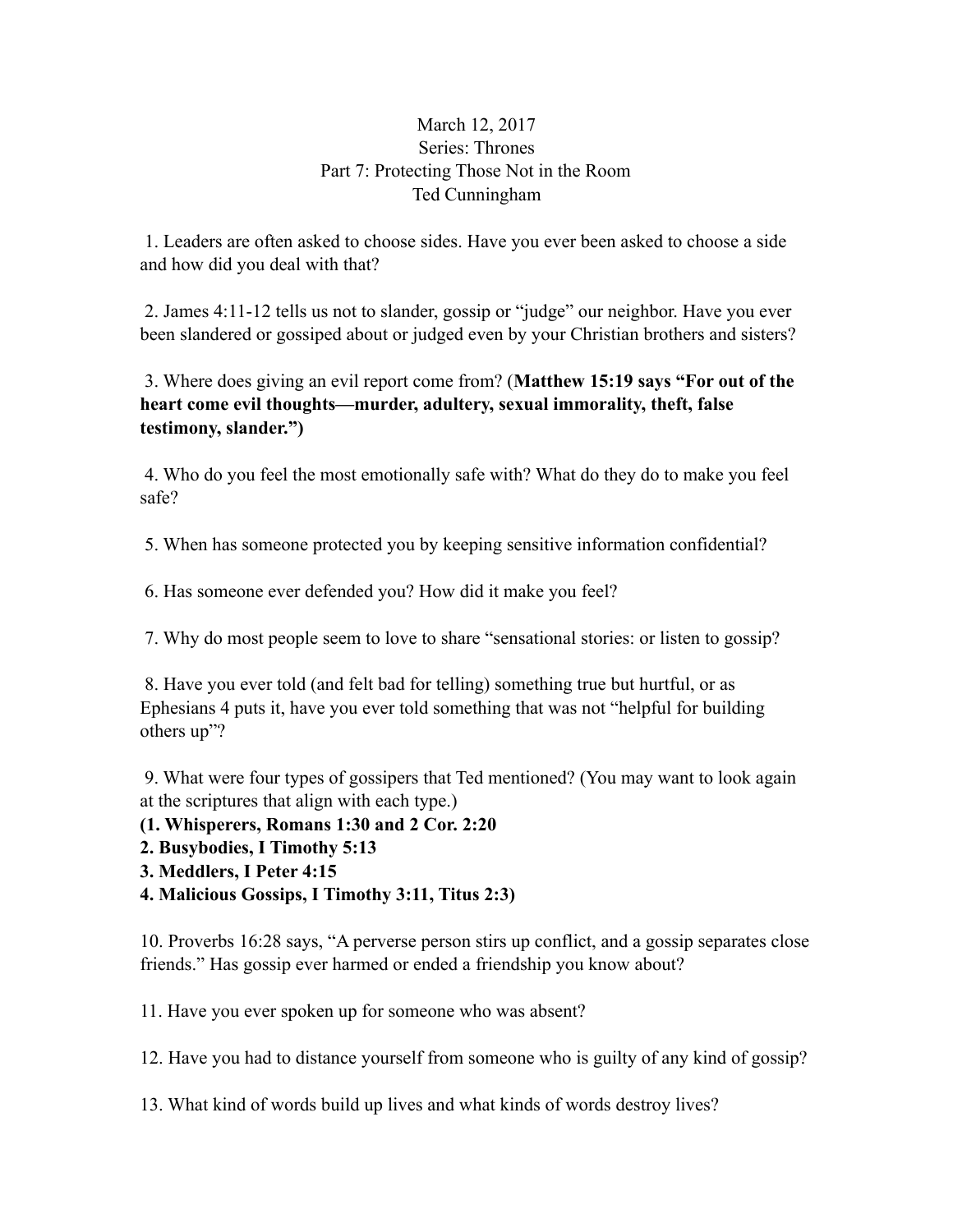March 12, 2017
Series: Thrones
Part 7: Protecting Those Not in the Room
Ted Cunningham

1. Leaders are often asked to choose sides. Have you ever been asked to choose a side and how did you deal with that?

2. James 4:11-12 tells us not to slander, gossip or "judge" our neighbor. Have you ever been slandered or gossiped about or judged even by your Christian brothers and sisters?

3. Where does giving an evil report come from? (**Matthew 15:19 says "For out of the heart come evil thoughts—murder, adultery, sexual immorality, theft, false testimony, slander.")**

4. Who do you feel the most emotionally safe with? What do they do to make you feel safe?

5. When has someone protected you by keeping sensitive information confidential?

6. Has someone ever defended you? How did it make you feel?

7. Why do most people seem to love to share "sensational stories: or listen to gossip?

8. Have you ever told (and felt bad for telling) something true but hurtful, or as Ephesians 4 puts it, have you ever told something that was not "helpful for building others up"?

9. What were four types of gossipers that Ted mentioned? (You may want to look again at the scriptures that align with each type.)
**(1. Whisperers, Romans 1:30 and 2 Cor. 2:20**
**2. Busybodies, I Timothy 5:13**
**3. Meddlers, I Peter 4:15**
**4. Malicious Gossips, I Timothy 3:11, Titus 2:3)**

10. Proverbs 16:28 says, "A perverse person stirs up conflict, and a gossip separates close friends." Has gossip ever harmed or ended a friendship you know about?

11. Have you ever spoken up for someone who was absent?

12. Have you had to distance yourself from someone who is guilty of any kind of gossip?

13. What kind of words build up lives and what kinds of words destroy lives?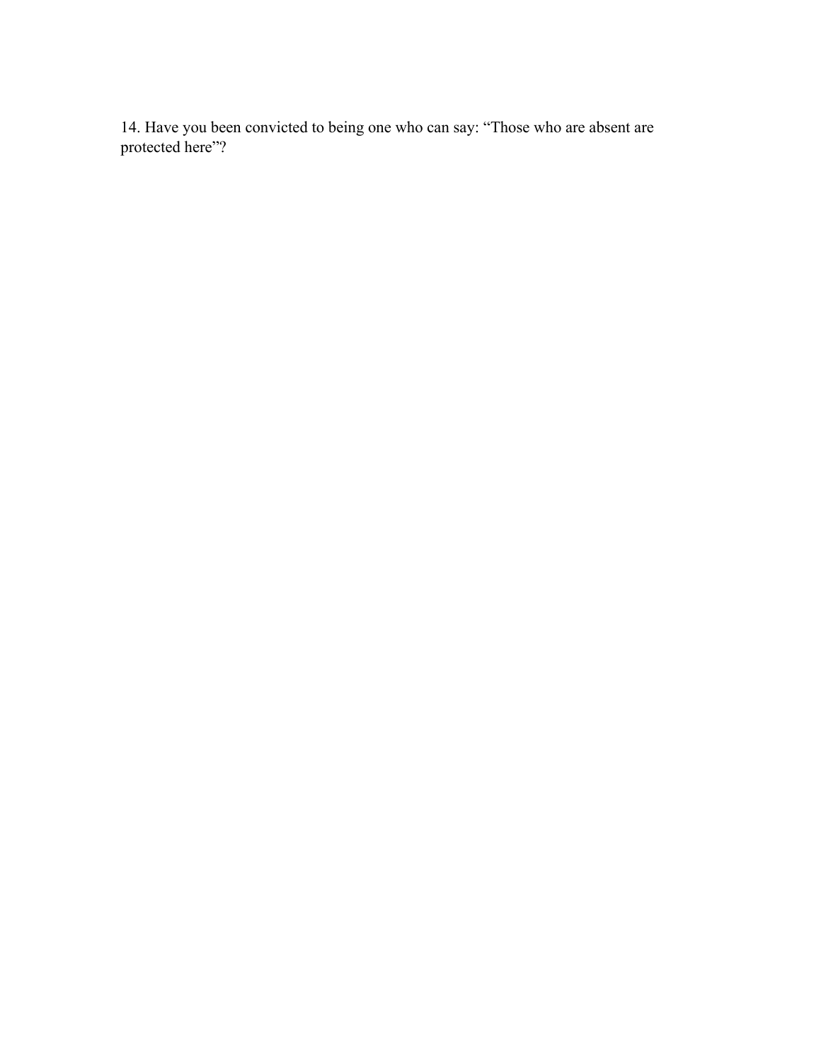14. Have you been convicted to being one who can say: "Those who are absent are protected here"?